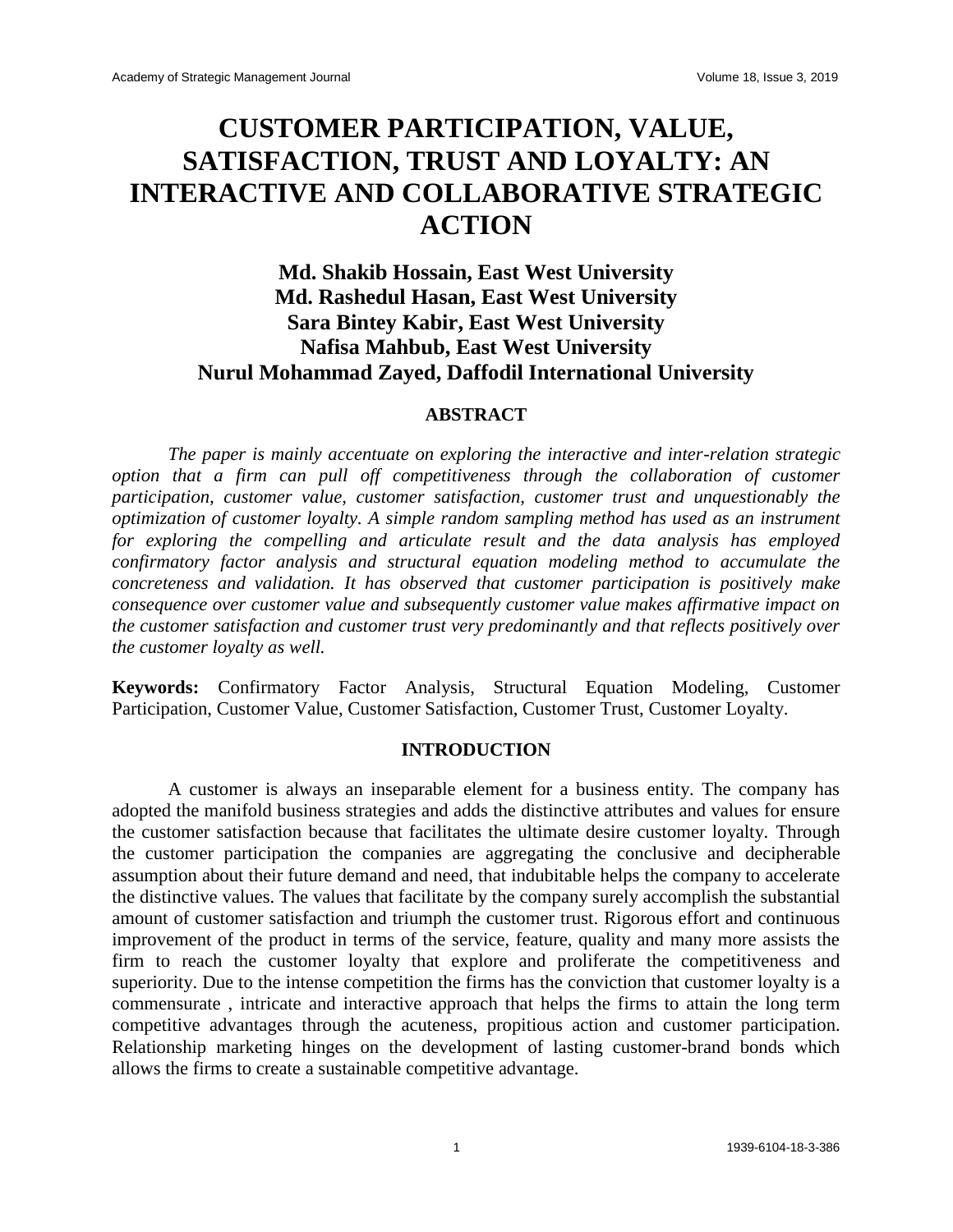# CUSTOMER PARTICIPATION, VALUE, SATISFACTION, TRUST AND LOYALTY: AN INTERACTIVE AND COLLABORATIVE STRATEGIC ACTION

**Md. Shakib Hossain, East West University**
**Md. Rashedul Hasan, East West University**
**Sara Bintey Kabir, East West University**
**Nafisa Mahbub, East West University**
**Nurul Mohammad Zayed, Daffodil International University**

## ABSTRACT

*The paper is mainly accentuate on exploring the interactive and inter-relation strategic option that a firm can pull off competitiveness through the collaboration of customer participation, customer value, customer satisfaction, customer trust and unquestionably the optimization of customer loyalty. A simple random sampling method has used as an instrument for exploring the compelling and articulate result and the data analysis has employed confirmatory factor analysis and structural equation modeling method to accumulate the concreteness and validation. It has observed that customer participation is positively make consequence over customer value and subsequently customer value makes affirmative impact on the customer satisfaction and customer trust very predominantly and that reflects positively over the customer loyalty as well.*

**Keywords:** Confirmatory Factor Analysis, Structural Equation Modeling, Customer Participation, Customer Value, Customer Satisfaction, Customer Trust, Customer Loyalty.

## INTRODUCTION

A customer is always an inseparable element for a business entity. The company has adopted the manifold business strategies and adds the distinctive attributes and values for ensure the customer satisfaction because that facilitates the ultimate desire customer loyalty. Through the customer participation the companies are aggregating the conclusive and decipherable assumption about their future demand and need, that indubitable helps the company to accelerate the distinctive values. The values that facilitate by the company surely accomplish the substantial amount of customer satisfaction and triumph the customer trust. Rigorous effort and continuous improvement of the product in terms of the service, feature, quality and many more assists the firm to reach the customer loyalty that explore and proliferate the competitiveness and superiority. Due to the intense competition the firms has the conviction that customer loyalty is a commensurate , intricate and interactive approach that helps the firms to attain the long term competitive advantages through the acuteness, propitious action and customer participation. Relationship marketing hinges on the development of lasting customer-brand bonds which allows the firms to create a sustainable competitive advantage.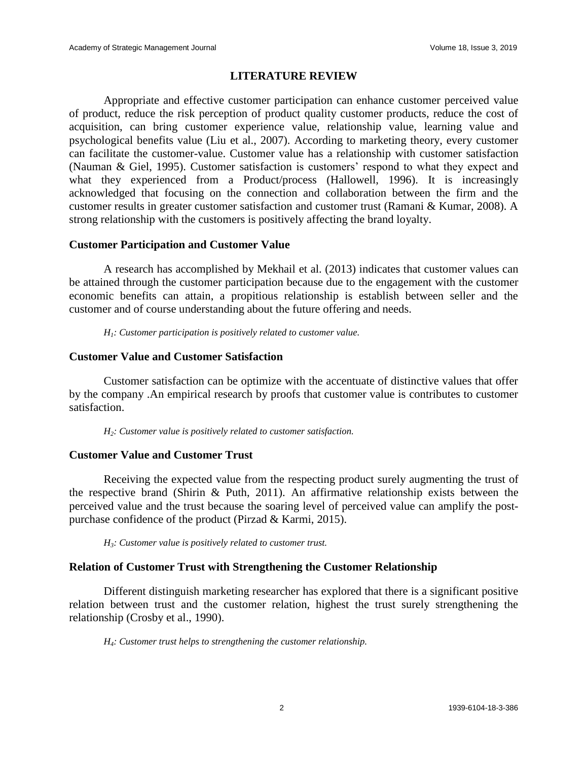## LITERATURE REVIEW

Appropriate and effective customer participation can enhance customer perceived value of product, reduce the risk perception of product quality customer products, reduce the cost of acquisition, can bring customer experience value, relationship value, learning value and psychological benefits value (Liu et al., 2007). According to marketing theory, every customer can facilitate the customer-value. Customer value has a relationship with customer satisfaction (Nauman & Giel, 1995). Customer satisfaction is customers' respond to what they expect and what they experienced from a Product/process (Hallowell, 1996). It is increasingly acknowledged that focusing on the connection and collaboration between the firm and the customer results in greater customer satisfaction and customer trust (Ramani & Kumar, 2008). A strong relationship with the customers is positively affecting the brand loyalty.

### Customer Participation and Customer Value

A research has accomplished by Mekhail et al. (2013) indicates that customer values can be attained through the customer participation because due to the engagement with the customer economic benefits can attain, a propitious relationship is establish between seller and the customer and of course understanding about the future offering and needs.

*$H_1$: Customer participation is positively related to customer value.*

### Customer Value and Customer Satisfaction

Customer satisfaction can be optimize with the accentuate of distinctive values that offer by the company .An empirical research by proofs that customer value is contributes to customer satisfaction.

*$H_2$: Customer value is positively related to customer satisfaction.*

### Customer Value and Customer Trust

Receiving the expected value from the respecting product surely augmenting the trust of the respective brand (Shirin & Puth, 2011). An affirmative relationship exists between the perceived value and the trust because the soaring level of perceived value can amplify the post-purchase confidence of the product (Pirzad & Karmi, 2015).

*$H_3$: Customer value is positively related to customer trust.*

### Relation of Customer Trust with Strengthening the Customer Relationship

Different distinguish marketing researcher has explored that there is a significant positive relation between trust and the customer relation, highest the trust surely strengthening the relationship (Crosby et al., 1990).

*$H_4$: Customer trust helps to strengthening the customer relationship.*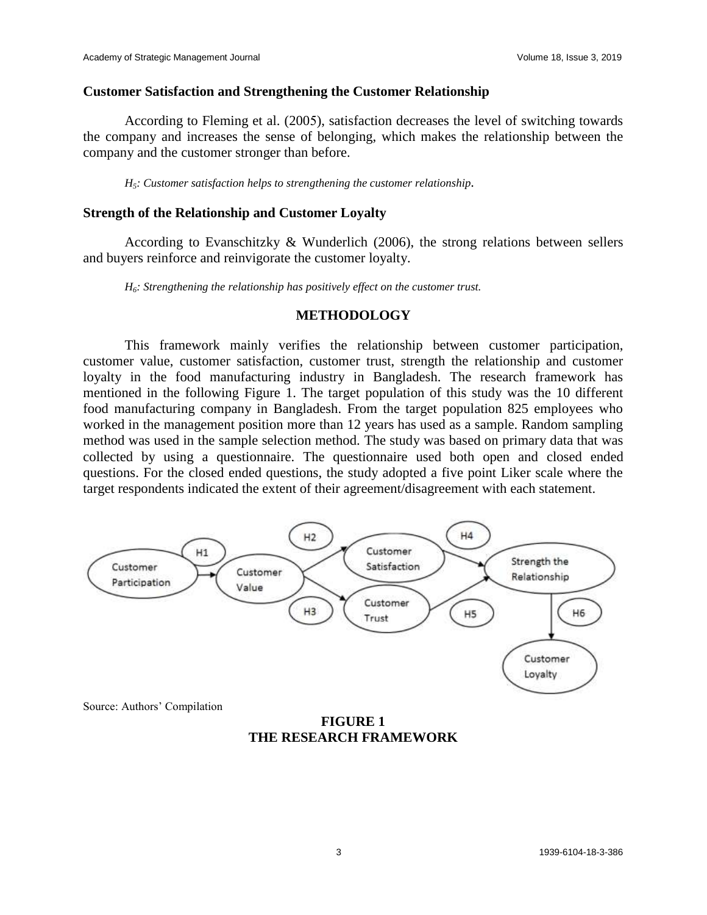## Customer Satisfaction and Strengthening the Customer Relationship

According to Fleming et al. (2005), satisfaction decreases the level of switching towards the company and increases the sense of belonging, which makes the relationship between the company and the customer stronger than before.

*$H_5$: Customer satisfaction helps to strengthening the customer relationship.*

## Strength of the Relationship and Customer Loyalty

According to Evanschitzky & Wunderlich (2006), the strong relations between sellers and buyers reinforce and reinvigorate the customer loyalty.

*$H_6$: Strengthening the relationship has positively effect on the customer trust.*

# METHODOLOGY

This framework mainly verifies the relationship between customer participation, customer value, customer satisfaction, customer trust, strength the relationship and customer loyalty in the food manufacturing industry in Bangladesh. The research framework has mentioned in the following Figure 1. The target population of this study was the 10 different food manufacturing company in Bangladesh. From the target population 825 employees who worked in the management position more than 12 years has used as a sample. Random sampling method was used in the sample selection method. The study was based on primary data that was collected by using a questionnaire. The questionnaire used both open and closed ended questions. For the closed ended questions, the study adopted a five point Liker scale where the target respondents indicated the extent of their agreement/disagreement with each statement.

Source: Authors' Compilation

**FIGURE 1**
**THE RESEARCH FRAMEWORK**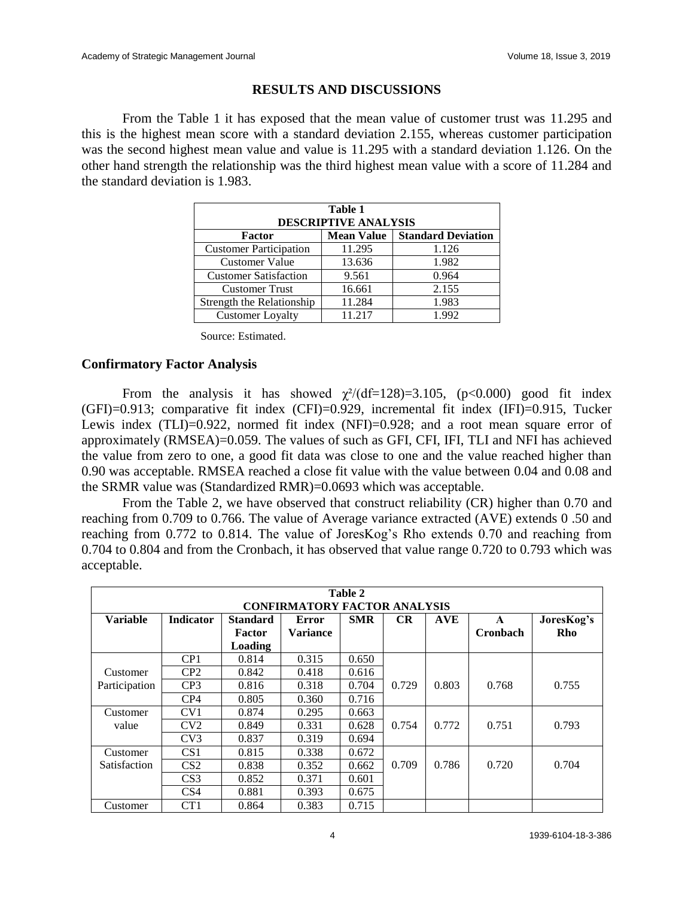## RESULTS AND DISCUSSIONS

From the Table 1 it has exposed that the mean value of customer trust was 11.295 and this is the highest mean score with a standard deviation 2.155, whereas customer participation was the second highest mean value and value is 11.295 with a standard deviation 1.126. On the other hand strength the relationship was the third highest mean value with a score of 11.284 and the standard deviation is 1.983.

| Table 1 DESCRIPTIVE ANALYSIS | | |
|---|---|---|
| **Factor** | **Mean Value** | **Standard Deviation** |
| Customer Participation | 11.295 | 1.126 |
| Customer Value | 13.636 | 1.982 |
| Customer Satisfaction | 9.561 | 0.964 |
| Customer Trust | 16.661 | 2.155 |
| Strength the Relationship | 11.284 | 1.983 |
| Customer Loyalty | 11.217 | 1.992 |

Source: Estimated.

### Confirmatory Factor Analysis

From the analysis it has showed $\chi^2/(df=128)=3.105$, ($p<0.000$) good fit index (GFI)=0.913; comparative fit index (CFI)=0.929, incremental fit index (IFI)=0.915, Tucker Lewis index (TLI)=0.922, normed fit index (NFI)=0.928; and a root mean square error of approximately (RMSEA)=0.059. The values of such as GFI, CFI, IFI, TLI and NFI has achieved the value from zero to one, a good fit data was close to one and the value reached higher than 0.90 was acceptable. RMSEA reached a close fit value with the value between 0.04 and 0.08 and the SRMR value was (Standardized RMR)=0.0693 which was acceptable.

From the Table 2, we have observed that construct reliability (CR) higher than 0.70 and reaching from 0.709 to 0.766. The value of Average variance extracted (AVE) extends 0 .50 and reaching from 0.772 to 0.814. The value of JoresKog's Rho extends 0.70 and reaching from 0.704 to 0.804 and from the Cronbach, it has observed that value range 0.720 to 0.793 which was acceptable.

| Table 2 CONFIRMATORY FACTOR ANALYSIS | | | | | | | | |
|---|---|---|---|---|---|---|---|---|
| **Variable** | **Indicator** | **Standard Factor Loading** | **Error Variance** | **SMR** | **CR** | **AVE** | **Α Cronbach** | **JoresKog's Rho** |
| Customer Participation | CP1 | 0.814 | 0.315 | 0.650 | 0.729 | 0.803 | 0.768 | 0.755 |
| | CP2 | 0.842 | 0.418 | 0.616 | | | | |
| | CP3 | 0.816 | 0.318 | 0.704 | | | | |
| | CP4 | 0.805 | 0.360 | 0.716 | | | | |
| Customer value | CV1 | 0.874 | 0.295 | 0.663 | 0.754 | 0.772 | 0.751 | 0.793 |
| | CV2 | 0.849 | 0.331 | 0.628 | | | | |
| | CV3 | 0.837 | 0.319 | 0.694 | | | | |
| Customer Satisfaction | CS1 | 0.815 | 0.338 | 0.672 | 0.709 | 0.786 | 0.720 | 0.704 |
| | CS2 | 0.838 | 0.352 | 0.662 | | | | |
| | CS3 | 0.852 | 0.371 | 0.601 | | | | |
| | CS4 | 0.881 | 0.393 | 0.675 | | | | |
| Customer | CT1 | 0.864 | 0.383 | 0.715 | | | | |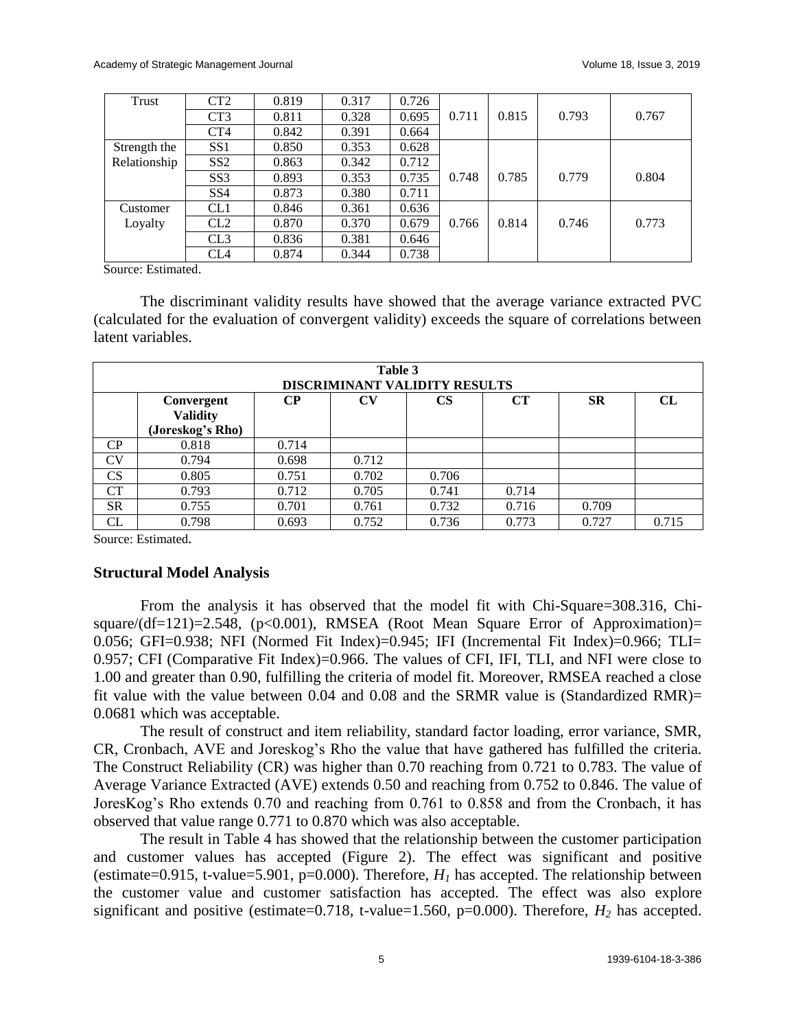| Trust | CT2 | 0.819 | 0.317 | 0.726 | 0.711 | 0.815 | 0.793 | 0.767 |
|---|---|---|---|---|---|---|---|---|
| | CT3 | 0.811 | 0.328 | 0.695 | | | | |
| | CT4 | 0.842 | 0.391 | 0.664 | | | | |
| Strength the Relationship | SS1 | 0.850 | 0.353 | 0.628 | 0.748 | 0.785 | 0.779 | 0.804 |
| | SS2 | 0.863 | 0.342 | 0.712 | | | | |
| | SS3 | 0.893 | 0.353 | 0.735 | | | | |
| | SS4 | 0.873 | 0.380 | 0.711 | | | | |
| Customer Loyalty | CL1 | 0.846 | 0.361 | 0.636 | 0.766 | 0.814 | 0.746 | 0.773 |
| | CL2 | 0.870 | 0.370 | 0.679 | | | | |
| | CL3 | 0.836 | 0.381 | 0.646 | | | | |
| | CL4 | 0.874 | 0.344 | 0.738 | | | | |

Source: Estimated.

The discriminant validity results have showed that the average variance extracted PVC (calculated for the evaluation of convergent validity) exceeds the square of correlations between latent variables.

**Table 3**
**DISCRIMINANT VALIDITY RESULTS**

| | Convergent Validity (Joreskog's Rho) | CP | CV | CS | CT | SR | CL |
|---|---|---|---|---|---|---|---|
| CP | 0.818 | 0.714 | | | | | |
| CV | 0.794 | 0.698 | 0.712 | | | | |
| CS | 0.805 | 0.751 | 0.702 | 0.706 | | | |
| CT | 0.793 | 0.712 | 0.705 | 0.741 | 0.714 | | |
| SR | 0.755 | 0.701 | 0.761 | 0.732 | 0.716 | 0.709 | |
| CL | 0.798 | 0.693 | 0.752 | 0.736 | 0.773 | 0.727 | 0.715 |

Source: Estimated.

### Structural Model Analysis

From the analysis it has observed that the model fit with Chi-Square=308.316, Chi-square/(df=121)=2.548, (p<0.001), RMSEA (Root Mean Square Error of Approximation)= 0.056; GFI=0.938; NFI (Normed Fit Index)=0.945; IFI (Incremental Fit Index)=0.966; TLI= 0.957; CFI (Comparative Fit Index)=0.966. The values of CFI, IFI, TLI, and NFI were close to 1.00 and greater than 0.90, fulfilling the criteria of model fit. Moreover, RMSEA reached a close fit value with the value between 0.04 and 0.08 and the SRMR value is (Standardized RMR)= 0.0681 which was acceptable.

The result of construct and item reliability, standard factor loading, error variance, SMR, CR, Cronbach, AVE and Joreskog's Rho the value that have gathered has fulfilled the criteria. The Construct Reliability (CR) was higher than 0.70 reaching from 0.721 to 0.783. The value of Average Variance Extracted (AVE) extends 0.50 and reaching from 0.752 to 0.846. The value of JoresKog's Rho extends 0.70 and reaching from 0.761 to 0.858 and from the Cronbach, it has observed that value range 0.771 to 0.870 which was also acceptable.

The result in Table 4 has showed that the relationship between the customer participation and customer values has accepted (Figure 2). The effect was significant and positive (estimate=0.915, t-value=5.901, p=0.000). Therefore, $H_1$ has accepted. The relationship between the customer value and customer satisfaction has accepted. The effect was also explore significant and positive (estimate=0.718, t-value=1.560, p=0.000). Therefore, $H_2$ has accepted.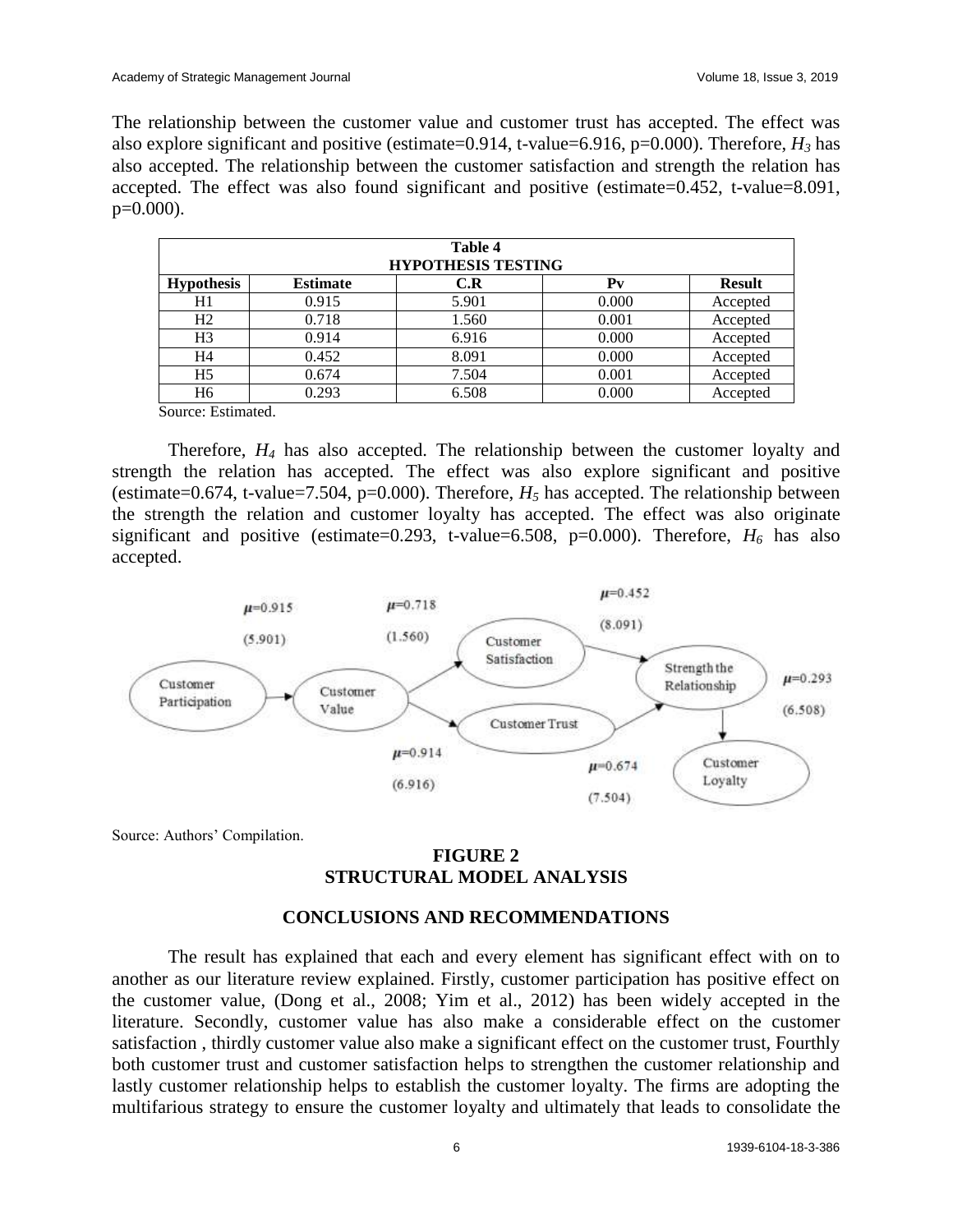The relationship between the customer value and customer trust has accepted. The effect was also explore significant and positive (estimate=0.914, t-value=6.916, p=0.000). Therefore, $H_3$ has also accepted. The relationship between the customer satisfaction and strength the relation has accepted. The effect was also found significant and positive (estimate=0.452, t-value=8.091, p=0.000).

**Table 4**
**HYPOTHESIS TESTING**

| Hypothesis | Estimate | C.R | Pv | Result |
|---|---|---|---|---|
| H1 | 0.915 | 5.901 | 0.000 | Accepted |
| H2 | 0.718 | 1.560 | 0.001 | Accepted |
| H3 | 0.914 | 6.916 | 0.000 | Accepted |
| H4 | 0.452 | 8.091 | 0.000 | Accepted |
| H5 | 0.674 | 7.504 | 0.001 | Accepted |
| H6 | 0.293 | 6.508 | 0.000 | Accepted |

Source: Estimated.

Therefore, $H_4$ has also accepted. The relationship between the customer loyalty and strength the relation has accepted. The effect was also explore significant and positive (estimate=0.674, t-value=7.504, p=0.000). Therefore, $H_5$ has accepted. The relationship between the strength the relation and customer loyalty has accepted. The effect was also originate significant and positive (estimate=0.293, t-value=6.508, p=0.000). Therefore, $H_6$ has also accepted.

Source: Authors' Compilation.

**FIGURE 2**
**STRUCTURAL MODEL ANALYSIS**

## CONCLUSIONS AND RECOMMENDATIONS

The result has explained that each and every element has significant effect with on to another as our literature review explained. Firstly, customer participation has positive effect on the customer value, (Dong et al., 2008; Yim et al., 2012) has been widely accepted in the literature. Secondly, customer value has also make a considerable effect on the customer satisfaction , thirdly customer value also make a significant effect on the customer trust, Fourthly both customer trust and customer satisfaction helps to strengthen the customer relationship and lastly customer relationship helps to establish the customer loyalty. The firms are adopting the multifarious strategy to ensure the customer loyalty and ultimately that leads to consolidate the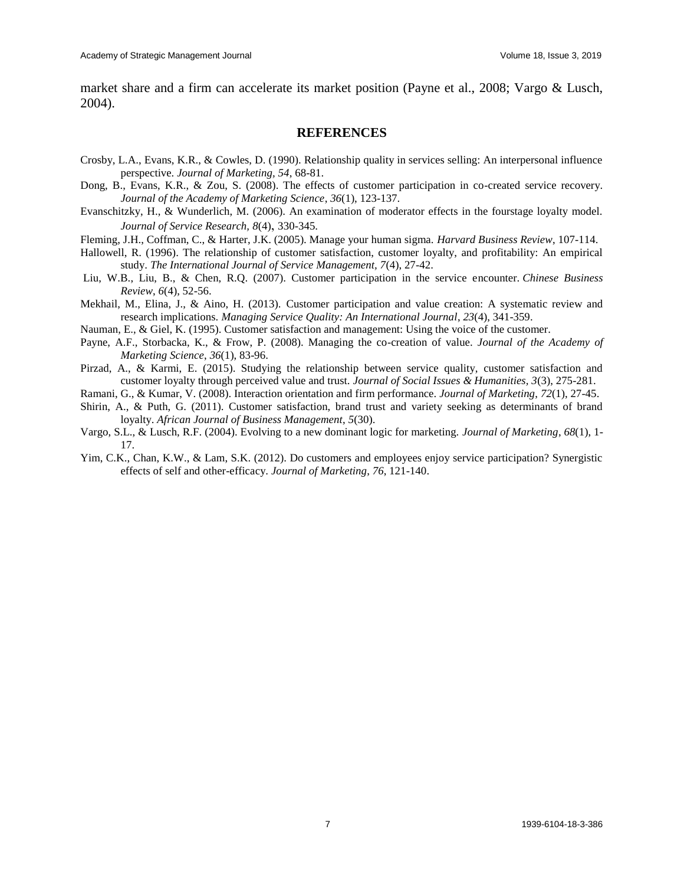market share and a firm can accelerate its market position (Payne et al., 2008; Vargo & Lusch, 2004).

## REFERENCES

Crosby, L.A., Evans, K.R., & Cowles, D. (1990). Relationship quality in services selling: An interpersonal influence perspective. *Journal of Marketing, 54*, 68-81.

Dong, B., Evans, K.R., & Zou, S. (2008). The effects of customer participation in co-created service recovery. *Journal of the Academy of Marketing Science*, *36*(1), 123-137.

Evanschitzky, H., & Wunderlich, M. (2006). An examination of moderator effects in the fourstage loyalty model. *Journal of Service Research, 8*(4), 330-345.

Fleming, J.H., Coffman, C., & Harter, J.K. (2005). Manage your human sigma. *Harvard Business Review*, 107-114.

Hallowell, R. (1996). The relationship of customer satisfaction, customer loyalty, and profitability: An empirical study. *The International Journal of Service Management, 7*(4), 27-42.

Liu, W.B., Liu, B., & Chen, R.Q. (2007). Customer participation in the service encounter. *Chinese Business Review*, *6*(4), 52-56.

Mekhail, M., Elina, J., & Aino, H. (2013). Customer participation and value creation: A systematic review and research implications. *Managing Service Quality: An International Journal*, *23*(4), 341-359.

Nauman, E., & Giel, K. (1995). Customer satisfaction and management: Using the voice of the customer.

Payne, A.F., Storbacka, K., & Frow, P. (2008). Managing the co-creation of value. *Journal of the Academy of Marketing Science*, *36*(1), 83-96.

Pirzad, A., & Karmi, E. (2015). Studying the relationship between service quality, customer satisfaction and customer loyalty through perceived value and trust. *Journal of Social Issues & Humanities, 3*(3), 275-281.

Ramani, G., & Kumar, V. (2008). Interaction orientation and firm performance. *Journal of Marketing, 72*(1), 27-45.

Shirin, A., & Puth, G. (2011). Customer satisfaction, brand trust and variety seeking as determinants of brand loyalty. *African Journal of Business Management*, *5*(30).

Vargo, S.L., & Lusch, R.F. (2004). Evolving to a new dominant logic for marketing. *Journal of Marketing*, *68*(1), 1-17.

Yim, C.K., Chan, K.W., & Lam, S.K. (2012). Do customers and employees enjoy service participation? Synergistic effects of self and other-efficacy. *Journal of Marketing*, *76*, 121-140.